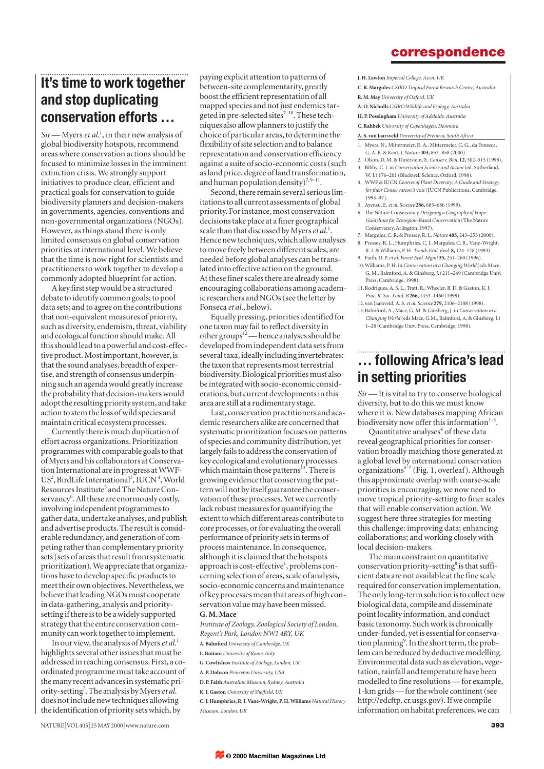# correspondence

## It's time to work together and stop duplicating conservation efforts …

*Sir* — Myers *et al.*[1], in their new analysis of global biodiversity hotspots, recommend areas where conservation actions should be focused to minimize losses in the imminent extinction crisis. We strongly support initiatives to produce clear, efficient and practical goals for conservation to guide biodiversity planners and decision-makers in governments, agencies, conventions and non-governmental organizations (NGOs). However, as things stand there is only limited consensus on global conservation priorities at international level. We believe that the time is now right for scientists and practitioners to work together to develop a commonly adopted blueprint for action.

A key first step would be a structured debate to identify common goals; to pool data sets; and to agree on the contributions that non-equivalent measures of priority, such as diversity, endemism, threat, viability and ecological function should make. All this should lead to a powerful and cost-effective product. Most important, however, is that the sound analyses, breadth of expertise, and strength of consensus underpinning such an agenda would greatly increase the probability that decision-makers would adopt the resulting priority system, and take action to stem the loss of wild species and maintain critical ecosystem processes.

Currently there is much duplication of effort across organizations. Prioritization programmes with comparable goals to that of Myers and his collaborators at Conservation International are in progress at WWF-US[2], BirdLife International[3], IUCN[4], World Resources Institute[5] and The Nature Conservancy[6]. All these are enormously costly, involving independent programmes to gather data, undertake analyses, and publish and advertise products. The result is considerable redundancy, and generation of competing rather than complementary priority sets (sets of areas that result from systematic prioritization). We appreciate that organizations have to develop specific products to meet their own objectives. Nevertheless, we believe that leading NGOs must cooperate in data-gathering, analysis and priority-setting if there is to be a widely supported strategy that the entire conservation community can work together to implement.

In our view, the analysis of Myers *et al.*[1] highlights several other issues that must be addressed in reaching consensus. First, a coordinated programme must take account of the many recent advances in systematic priority-setting[7]. The analysis by Myers *et al.* does not include new techniques allowing the identification of priority sets which, by paying explicit attention to patterns of between-site complementarity, greatly boost the efficient representation of all mapped species and not just endemics targeted in pre-selected sites[7–10]. These techniques also allow planners to justify the choice of particular areas, to determine the flexibility of site selection and to balance representation and conservation efficiency against a suite of socio-economic costs (such as land price, degree of land transformation, and human population density)[7,9–11].

Second, there remain several serious limitations to all current assessments of global priority. For instance, most conservation decisions take place at a finer geographical scale than that discussed by Myers *et al.*[1]. Hence new techniques, which allow analyses to move freely between different scales, are needed before global analyses can be translated into effective action on the ground. At these finer scales there are already some encouraging collaborations among academic researchers and NGOs (see the letter by Fonseca *et al.*, below).

Equally pressing, priorities identified for one taxon may fail to reflect diversity in other groups[12] — hence analyses should be developed from independent data sets from several taxa, ideally including invertebrates: the taxon that represents most terrestrial biodiversity. Biological priorities must also be integrated with socio-economic considerations, but current developments in this area are still at a rudimentary stage.

Last, conservation practitioners and academic researchers alike are concerned that systematic prioritization focuses on patterns of species and community distribution, yet largely fails to address the conservation of key ecological and evolutionary processes which maintain those patterns[13]. There is growing evidence that conserving the pattern will not by itself guarantee the conservation of these processes. Yet we currently lack robust measures for quantifying the extent to which different areas contribute to core processes, or for evaluating the overall performance of priority sets in terms of process maintenance. In consequence, although it is claimed that the hotspots approach is cost-effective[1], problems concerning selection of areas, scale of analysis, socio-economic concerns and maintenance of key processes mean that areas of high conservation value may have been missed.

**G. M. Mace**
*Institute of Zoology, Zoological Society of London, Regent's Park, London NW1 4RY, UK*

**A. Balmford** *University of Cambridge, UK*
**L. Boitani** *University of Rome, Italy*
**G. Cowlishaw** *Institute of Zoology, London, UK*
**A. P. Dobson** *Princeton University, USA*
**D. P. Faith** *Australian Museum, Sydney, Australia*
**K. J. Gaston** *University of Sheffield, UK*
**C. J. Humphries, R. I. Vane-Wright, P. H. Williams** *Natural History Museum, London, UK*
**J. H. Lawton** *Imperial College, Ascot, UK*
**C. R. Margules** *CSIRO Tropical Forest Research Centre, Australia*
**R. M. May** *University of Oxford, UK*
**A. O. Nicholls** *CSIRO Wildlife and Ecology, Australia*
**H. P. Possingham** *University of Adelaide, Australia*
**C. Rahbek** *University of Copenhagen, Denmark*
**A. S. van Jaarsveld** *University of Pretoria, South Africa*

1. Myers, N., Mittermeier, R. A., Mittermeier, C. G., da Fonseca, G. A. B. & Kent, J. *Nature* **403,** 853–858 (2000).
2. Olson, D. M. & Dinerstein, E. *Conserv. Biol.* **12,** 502–515 (1998).
3. Bibby, C. J. in *Conservation Science and Action* (ed. Sutherland, W. J.) 176–201 (Blackwell Science, Oxford, 1998).
4. WWF & IUCN *Centres of Plant Diversity: A Guide and Strategy for their Conservation* 3 vols (IUCN Publications, Cambridge, 1994–97).
5. Ayensu, E. *et al. Science* **286,** 685–686 (1999).
6. The Nature Conservancy *Designing a Geography of Hope: Guidelines for Ecoregion-Based Conservation* (The Nature Conservancy, Arlington, 1997).
7. Margules, C. R. & Pressey, R. L. *Nature* **405,** 243–253 (2000).
8. Pressey, R. L., Humphries, C. J., Margules, C. R., Vane-Wright, R. I. & Williams, P. H. *Trends Ecol. Evol.* **8,** 124–128 (1993).
9. Faith, D. P. *et al. Forest Ecol. Mgmt* **35,** 251–260 (1996).
10. Williams, P. H. in *Conservation in a Changing World* (eds Mace, G. M., Balmford, A. & Ginsberg, J.) 211–249 (Cambridge Univ. Press, Cambridge, 1998).
11. Rodrigues, A. S. L., Tratt, R., Wheeler, B. D. & Gaston, K. J. *Proc. R. Soc. Lond. B* **266,** 1453–1460 (1999).
12. van Jaarsveld, A. S. *et al. Science* **279,** 2106–2108 (1998).
13. Balmford, A., Mace, G. M. & Ginsberg, J. in *Conservation in a Changing World* (eds Mace, G.M., Balmford, A. & Ginsberg, J.) 1–28 (Cambridge Univ. Press, Cambridge, 1998).

## … following Africa's lead in setting priorities

*Sir* — It is vital to try to conserve biological diversity, but to do this we must know where it is. New databases mapping African biodiversity now offer this information[1–3].

Quantitative analyses[4] of these data reveal geographical priorities for conservation broadly matching those generated at a global level by international conservation organizations[5–7] (Fig. 1, overleaf). Although this approximate overlap with coarse-scale priorities is encouraging, we now need to move tropical priority-setting to finer scales that will enable conservation action. We suggest here three strategies for meeting this challenge: improving data; enhancing collaborations; and working closely with local decision-makers.

The main constraint on quantitative conservation priority-setting[8] is that sufficient data are not available at the fine scale required for conservation implementation. The only long-term solution is to collect new biological data, compile and disseminate point locality information, and conduct basic taxonomy. Such work is chronically under-funded, yet is essential for conservation planning[9]. In the short term, the problem can be reduced by deductive modelling. Environmental data such as elevation, vegetation, rainfall and temperature have been modelled to fine resolutions — for example, 1-km grids — for the whole continent (see http://edcftp. cr.usgs.gov). If we compile information on habitat preferences, we can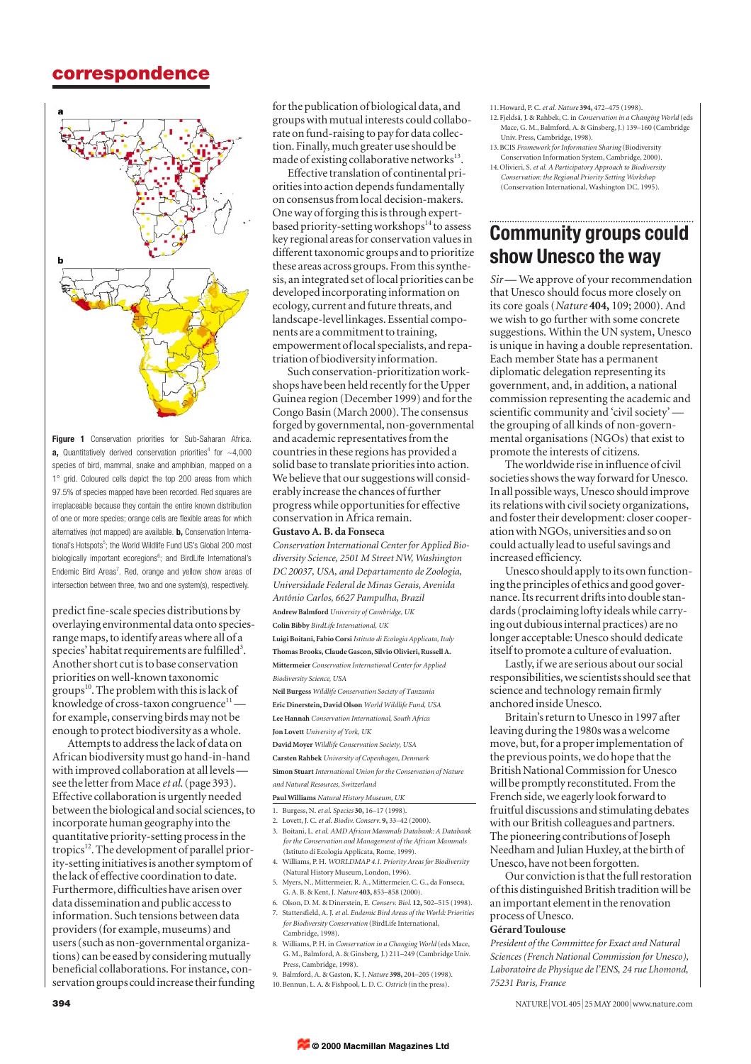## correspondence

**Figure 1** Conservation priorities for Sub-Saharan Africa. **a,** Quantitatively derived conservation priorities[4] for ~4,000 species of bird, mammal, snake and amphibian, mapped on a 1° grid. Coloured cells depict the top 200 areas from which 97.5% of species mapped have been recorded. Red squares are irreplaceable because they contain the entire known distribution of one or more species; orange cells are flexible areas for which alternatives (not mapped) are available. **b,** Conservation International's Hotspots[5]; the World Wildlife Fund US's Global 200 most biologically important ecoregions[6]; and BirdLife International's Endemic Bird Areas[7]. Red, orange and yellow show areas of intersection between three, two and one system(s), respectively.

predict fine-scale species distributions by overlaying environmental data onto species-range maps, to identify areas where all of a species' habitat requirements are fulfilled[3]. Another short cut is to base conservation priorities on well-known taxonomic groups[10]. The problem with this is lack of knowledge of cross-taxon congruence[11] — for example, conserving birds may not be enough to protect biodiversity as a whole.

Attempts to address the lack of data on African biodiversity must go hand-in-hand with improved collaboration at all levels — see the letter from Mace *et al.* (page 393). Effective collaboration is urgently needed between the biological and social sciences, to incorporate human geography into the quantitative priority-setting process in the tropics[12]. The development of parallel priority-setting initiatives is another symptom of the lack of effective coordination to date. Furthermore, difficulties have arisen over data dissemination and public access to information. Such tensions between data providers (for example, museums) and users (such as non-governmental organizations) can be eased by considering mutually beneficial collaborations. For instance, conservation groups could increase their funding for the publication of biological data, and groups with mutual interests could collaborate on fund-raising to pay for data collection. Finally, much greater use should be made of existing collaborative networks[13].

Effective translation of continental priorities into action depends fundamentally on consensus from local decision-makers. One way of forging this is through expert-based priority-setting workshops[14] to assess key regional areas for conservation values in different taxonomic groups and to prioritize these areas across groups. From this synthesis, an integrated set of local priorities can be developed incorporating information on ecology, current and future threats, and landscape-level linkages. Essential components are a commitment to training, empowerment of local specialists, and repatriation of biodiversity information.

Such conservation-prioritization workshops have been held recently for the Upper Guinea region (December 1999) and for the Congo Basin (March 2000). The consensus forged by governmental, non-governmental and academic representatives from the countries in these regions has provided a solid base to translate priorities into action. We believe that our suggestions will considerably increase the chances of further progress while opportunities for effective conservation in Africa remain.

**Gustavo A. B. da Fonseca**
*Conservation International Center for Applied Biodiversity Science, 2501 M Street NW, Washington DC 20037, USA, and Departamento de Zoologia, Universidade Federal de Minas Gerais, Avenida Antônio Carlos, 6627 Pampulha, Brazil*

**Andrew Balmford** *University of Cambridge, UK*
**Colin Bibby** *BirdLife International, UK*
**Luigi Boitani, Fabio Corsi** *Istituto di Ecologia Applicata, Italy*
**Thomas Brooks, Claude Gascon, Silvio Olivieri, Russell A. Mittermeier** *Conservation International Center for Applied Biodiversity Science, USA*
**Neil Burgess** *Wildlife Conservation Society of Tanzania*
**Eric Dinerstein, David Olson** *World Wildlife Fund, USA*
**Lee Hannah** *Conservation International, South Africa*
**Jon Lovett** *University of York, UK*
**David Moyer** *Wildlife Conservation Society, USA*
**Carsten Rahbek** *University of Copenhagen, Denmark*
**Simon Stuart** *International Union for the Conservation of Nature and Natural Resources, Switzerland*
**Paul Williams** *Natural History Museum, UK*

1. Burgess, N. *et al. Species* **30,** 16–17 (1998).
2. Lovett, J. C. *et al. Biodiv. Conserv.* **9,** 33–42 (2000).
3. Boitani, L. *et al. AMD African Mammals Databank: A Databank for the Conservation and Management of the African Mammals* (Istituto di Ecologia Applicata, Rome, 1999).
4. Williams, P. H. *WORLDMAP 4.1. Priority Areas for Biodiversity* (Natural History Museum, London, 1996).
5. Myers, N., Mittermeier, R. A., Mittermeier, C. G., da Fonseca, G. A. B. & Kent, J. *Nature* **403,** 853–858 (2000).
6. Olson, D. M. & Dinerstein, E. *Conserv. Biol.* **12,** 502–515 (1998).
7. Stattersfield, A. J. *et al. Endemic Bird Areas of the World: Priorities for Biodiversity Conservation* (BirdLife International, Cambridge, 1998).
8. Williams, P. H. in *Conservation in a Changing World* (eds Mace, G. M., Balmford, A. & Ginsberg, J.) 211–249 (Cambridge Univ. Press, Cambridge, 1998).
9. Balmford, A. & Gaston, K. J. *Nature* **398,** 204–205 (1998).
10. Bennun, L. A. & Fishpool, L. D. C. *Ostrich* (in the press).
11. Howard, P. C. *et al. Nature* **394,** 472–475 (1998).
12. Fjeldså, J. & Rahbek, C. in *Conservation in a Changing World* (eds Mace, G. M., Balmford, A. & Ginsberg, J.) 139–160 (Cambridge Univ. Press, Cambridge, 1998).
13. BCIS *Framework for Information Sharing* (Biodiversity Conservation Information System, Cambridge, 2000).
14. Olivieri, S. *et al. A Participatory Approach to Biodiversity Conservation: the Regional Priority Setting Workshop* (Conservation International, Washington DC, 1995).

# Community groups could show Unesco the way

*Sir* — We approve of your recommendation that Unesco should focus more closely on its core goals (*Nature* **404,** 109; 2000). And we wish to go further with some concrete suggestions. Within the UN system, Unesco is unique in having a double representation. Each member State has a permanent diplomatic delegation representing its government, and, in addition, a national commission representing the academic and scientific community and 'civil society' — the grouping of all kinds of non-governmental organisations (NGOs) that exist to promote the interests of citizens.

The worldwide rise in influence of civil societies shows the way forward for Unesco. In all possible ways, Unesco should improve its relations with civil society organizations, and foster their development: closer cooperation with NGOs, universities and so on could actually lead to useful savings and increased efficiency.

Unesco should apply to its own functioning the principles of ethics and good governance. Its recurrent drifts into double standards (proclaiming lofty ideals while carrying out dubious internal practices) are no longer acceptable: Unesco should dedicate itself to promote a culture of evaluation.

Lastly, if we are serious about our social responsibilities, we scientists should see that science and technology remain firmly anchored inside Unesco.

Britain's return to Unesco in 1997 after leaving during the 1980s was a welcome move, but, for a proper implementation of the previous points, we do hope that the British National Commission for Unesco will be promptly reconstituted. From the French side, we eagerly look forward to fruitful discussions and stimulating debates with our British colleagues and partners. The pioneering contributions of Joseph Needham and Julian Huxley, at the birth of Unesco, have not been forgotten.

Our conviction is that the full restoration of this distinguished British tradition will be an important element in the renovation process of Unesco.

**Gérard Toulouse**
*President of the Committee for Exact and Natural Sciences (French National Commission for Unesco), Laboratoire de Physique de l'ENS, 24 rue Lhomond, 75231 Paris, France*